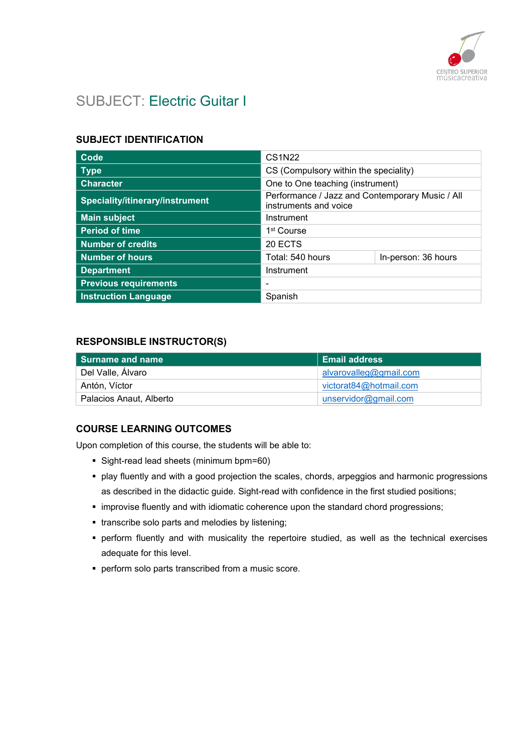# SUBJECT: Electric Guitar I

## SUBJECT IDENTIFICATION

| | | |
|---|---|---|
| **Code** | CS1N22 | |
| **Type** | CS (Compulsory within the speciality) | |
| **Character** | One to One teaching (instrument) | |
| **Speciality/itinerary/instrument** | Performance / Jazz and Contemporary Music / All instruments and voice | |
| **Main subject** | Instrument | |
| **Period of time** | 1st Course | |
| **Number of credits** | 20 ECTS | |
| **Number of hours** | Total: 540 hours | In-person: 36 hours |
| **Department** | Instrument | |
| **Previous requirements** | - | |
| **Instruction Language** | Spanish | |

## RESPONSIBLE INSTRUCTOR(S)

| Surname and name | Email address |
|---|---|
| Del Valle, Álvaro | alvarovalleg@gmail.com |
| Antón, Víctor | victorat84@hotmail.com |
| Palacios Anaut, Alberto | unservidor@gmail.com |

## COURSE LEARNING OUTCOMES

Upon completion of this course, the students will be able to:

- Sight-read lead sheets (minimum bpm=60)
- play fluently and with a good projection the scales, chords, arpeggios and harmonic progressions as described in the didactic guide. Sight-read with confidence in the first studied positions;
- improvise fluently and with idiomatic coherence upon the standard chord progressions;
- transcribe solo parts and melodies by listening;
- perform fluently and with musicality the repertoire studied, as well as the technical exercises adequate for this level.
- perform solo parts transcribed from a music score.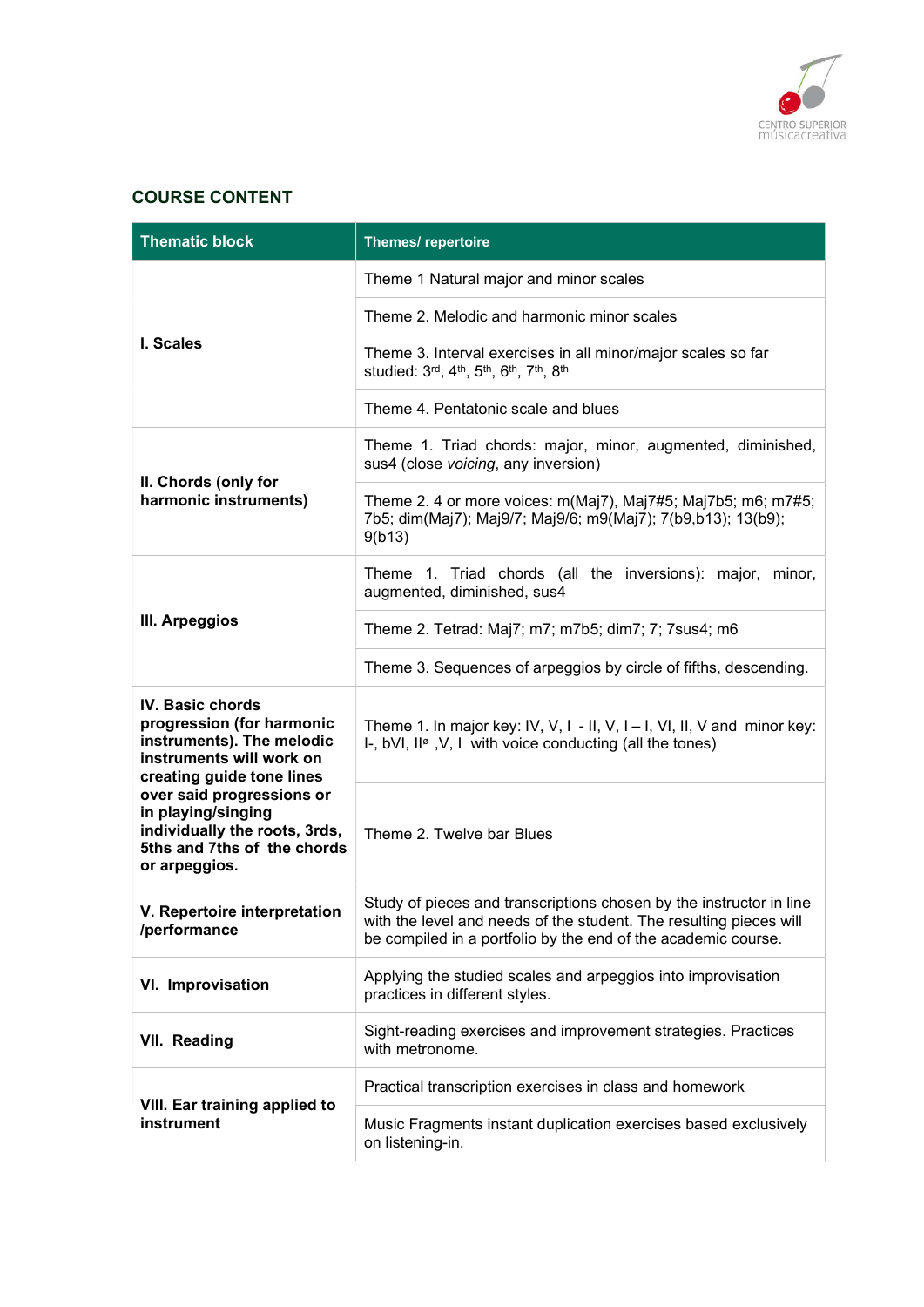## COURSE CONTENT

| Thematic block | Themes/ repertoire |
|---|---|
| **I. Scales** | Theme 1 Natural major and minor scales |
| | Theme 2. Melodic and harmonic minor scales |
| | Theme 3. Interval exercises in all minor/major scales so far studied: 3rd, 4th, 5th, 6th, 7th, 8th |
| | Theme 4. Pentatonic scale and blues |
| **II. Chords (only for harmonic instruments)** | Theme 1. Triad chords: major, minor, augmented, diminished, sus4 (close *voicing*, any inversion) |
| | Theme 2. 4 or more voices: m(Maj7), Maj7#5; Maj7b5; m6; m7#5; 7b5; dim(Maj7); Maj9/7; Maj9/6; m9(Maj7); 7(b9,b13); 13(b9); 9(b13) |
| **III. Arpeggios** | Theme 1. Triad chords (all the inversions): major, minor, augmented, diminished, sus4 |
| | Theme 2. Tetrad: Maj7; m7; m7b5; dim7; 7; 7sus4; m6 |
| | Theme 3. Sequences of arpeggios by circle of fifths, descending. |
| **IV. Basic chords progression (for harmonic instruments). The melodic instruments will work on creating guide tone lines over said progressions or in playing/singing individually the roots, 3rds, 5ths and 7ths of the chords or arpeggios.** | Theme 1. In major key: IV, V, I - II, V, I – I, VI, II, V and minor key: I-, bVI, IIø ,V, I with voice conducting (all the tones) |
| | Theme 2. Twelve bar Blues |
| **V. Repertoire interpretation /performance** | Study of pieces and transcriptions chosen by the instructor in line with the level and needs of the student. The resulting pieces will be compiled in a portfolio by the end of the academic course. |
| **VI. Improvisation** | Applying the studied scales and arpeggios into improvisation practices in different styles. |
| **VII. Reading** | Sight-reading exercises and improvement strategies. Practices with metronome. |
| **VIII. Ear training applied to instrument** | Practical transcription exercises in class and homework |
| | Music Fragments instant duplication exercises based exclusively on listening-in. |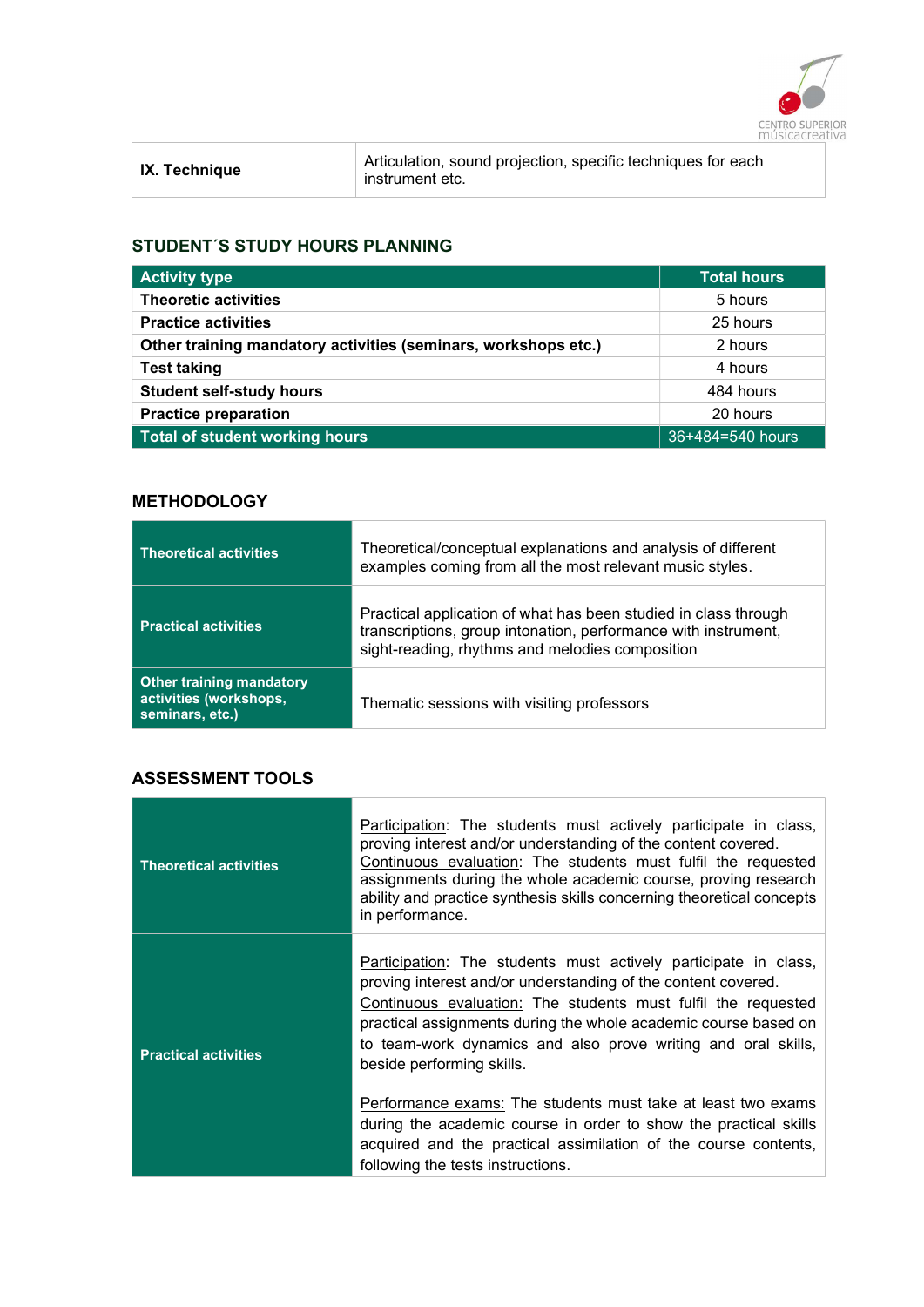| IX. Technique | Articulation, sound projection, specific techniques for each instrument etc. |
|---|---|

## STUDENT´S STUDY HOURS PLANNING

| Activity type | Total hours |
|---|---|
| **Theoretic activities** | 5 hours |
| **Practice activities** | 25 hours |
| **Other training mandatory activities (seminars, workshops etc.)** | 2 hours |
| **Test taking** | 4 hours |
| **Student self-study hours** | 484 hours |
| **Practice preparation** | 20 hours |
| **Total of student working hours** | 36+484=540 hours |

## METHODOLOGY

| | |
|---|---|
| **Theoretical activities** | Theoretical/conceptual explanations and analysis of different examples coming from all the most relevant music styles. |
| **Practical activities** | Practical application of what has been studied in class through transcriptions, group intonation, performance with instrument, sight-reading, rhythms and melodies composition |
| **Other training mandatory activities (workshops, seminars, etc.)** | Thematic sessions with visiting professors |

## ASSESSMENT TOOLS

| | |
|---|---|
| **Theoretical activities** | Participation: The students must actively participate in class, proving interest and/or understanding of the content covered. Continuous evaluation: The students must fulfil the requested assignments during the whole academic course, proving research ability and practice synthesis skills concerning theoretical concepts in performance. |
| **Practical activities** | Participation: The students must actively participate in class, proving interest and/or understanding of the content covered. Continuous evaluation: The students must fulfil the requested practical assignments during the whole academic course based on to team-work dynamics and also prove writing and oral skills, beside performing skills.<br><br>Performance exams: The students must take at least two exams during the academic course in order to show the practical skills acquired and the practical assimilation of the course contents, following the tests instructions. |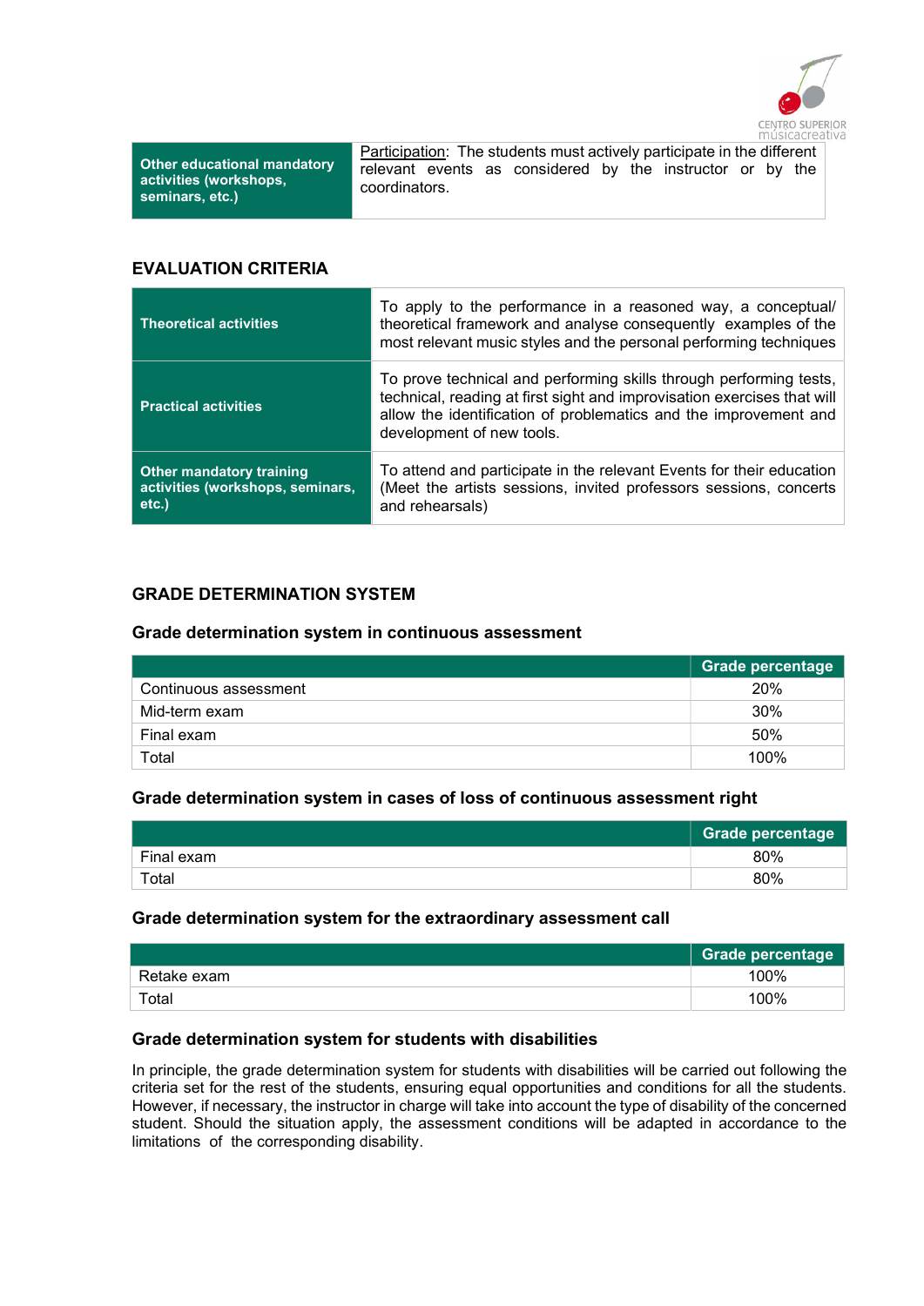| Other educational mandatory activities (workshops, seminars, etc.) | Participation: The students must actively participate in the different relevant events as considered by the instructor or by the coordinators. |
|---|---|

## EVALUATION CRITERIA

| Theoretical activities | To apply to the performance in a reasoned way, a conceptual/ theoretical framework and analyse consequently examples of the most relevant music styles and the personal performing techniques |
|---|---|
| Practical activities | To prove technical and performing skills through performing tests, technical, reading at first sight and improvisation exercises that will allow the identification of problematics and the improvement and development of new tools. |
| Other mandatory training activities (workshops, seminars, etc.) | To attend and participate in the relevant Events for their education (Meet the artists sessions, invited professors sessions, concerts and rehearsals) |

## GRADE DETERMINATION SYSTEM

### Grade determination system in continuous assessment

| | Grade percentage |
|---|---|
| Continuous assessment | 20% |
| Mid-term exam | 30% |
| Final exam | 50% |
| Total | 100% |

### Grade determination system in cases of loss of continuous assessment right

| | Grade percentage |
|---|---|
| Final exam | 80% |
| Total | 80% |

### Grade determination system for the extraordinary assessment call

| | Grade percentage |
|---|---|
| Retake exam | 100% |
| Total | 100% |

### Grade determination system for students with disabilities

In principle, the grade determination system for students with disabilities will be carried out following the criteria set for the rest of the students, ensuring equal opportunities and conditions for all the students. However, if necessary, the instructor in charge will take into account the type of disability of the concerned student. Should the situation apply, the assessment conditions will be adapted in accordance to the limitations of the corresponding disability.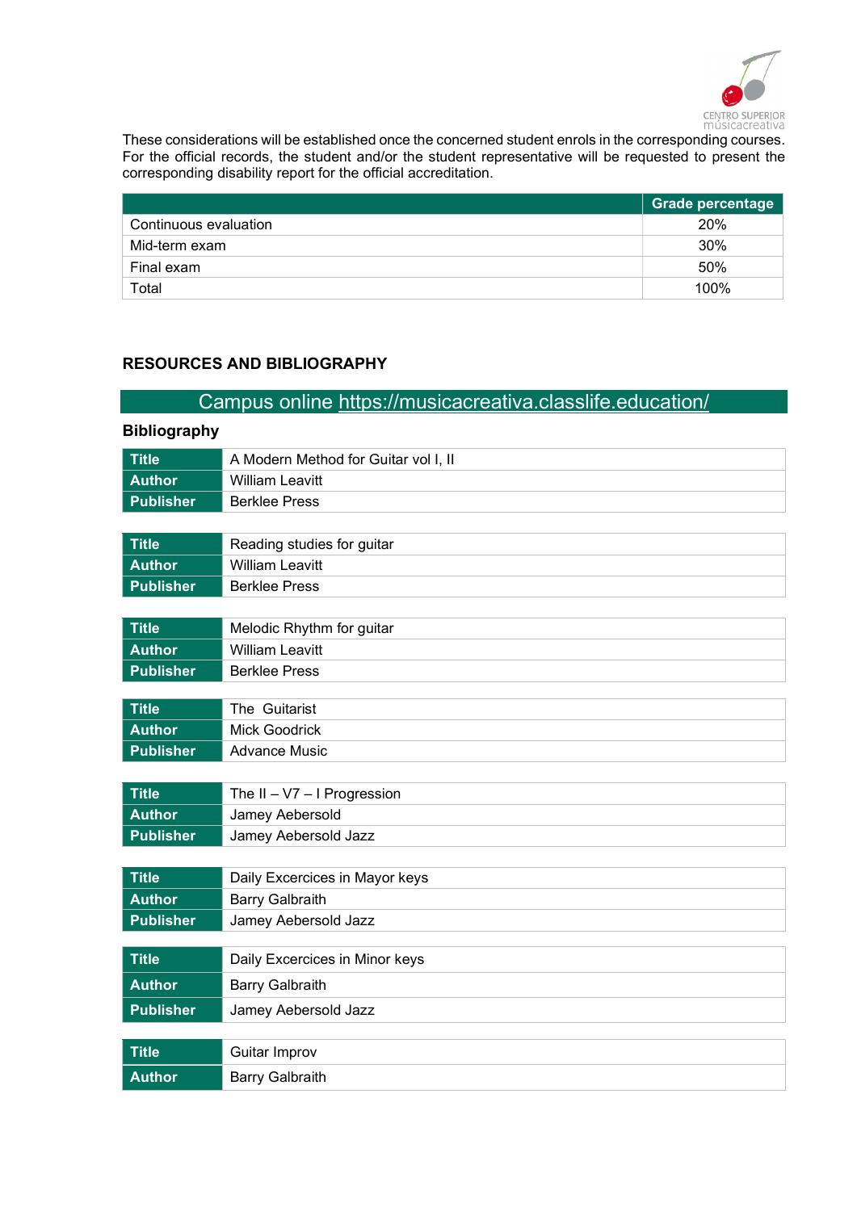These considerations will be established once the concerned student enrols in the corresponding courses. For the official records, the student and/or the student representative will be requested to present the corresponding disability report for the official accreditation.

| | Grade percentage |
|---|---|
| Continuous evaluation | 20% |
| Mid-term exam | 30% |
| Final exam | 50% |
| Total | 100% |

## RESOURCES AND BIBLIOGRAPHY

Campus online https://musicacreativa.classlife.education/

### Bibliography

| | |
|---|---|
| **Title** | A Modern Method for Guitar vol I, II |
| **Author** | William Leavitt |
| **Publisher** | Berklee Press |

| | |
|---|---|
| **Title** | Reading studies for guitar |
| **Author** | William Leavitt |
| **Publisher** | Berklee Press |

| | |
|---|---|
| **Title** | Melodic Rhythm for guitar |
| **Author** | William Leavitt |
| **Publisher** | Berklee Press |

| | |
|---|---|
| **Title** | The Guitarist |
| **Author** | Mick Goodrick |
| **Publisher** | Advance Music |

| | |
|---|---|
| **Title** | The II – V7 – I Progression |
| **Author** | Jamey Aebersold |
| **Publisher** | Jamey Aebersold Jazz |

| | |
|---|---|
| **Title** | Daily Excercices in Mayor keys |
| **Author** | Barry Galbraith |
| **Publisher** | Jamey Aebersold Jazz |

| | |
|---|---|
| **Title** | Daily Excercices in Minor keys |
| **Author** | Barry Galbraith |
| **Publisher** | Jamey Aebersold Jazz |

| | |
|---|---|
| **Title** | Guitar Improv |
| **Author** | Barry Galbraith |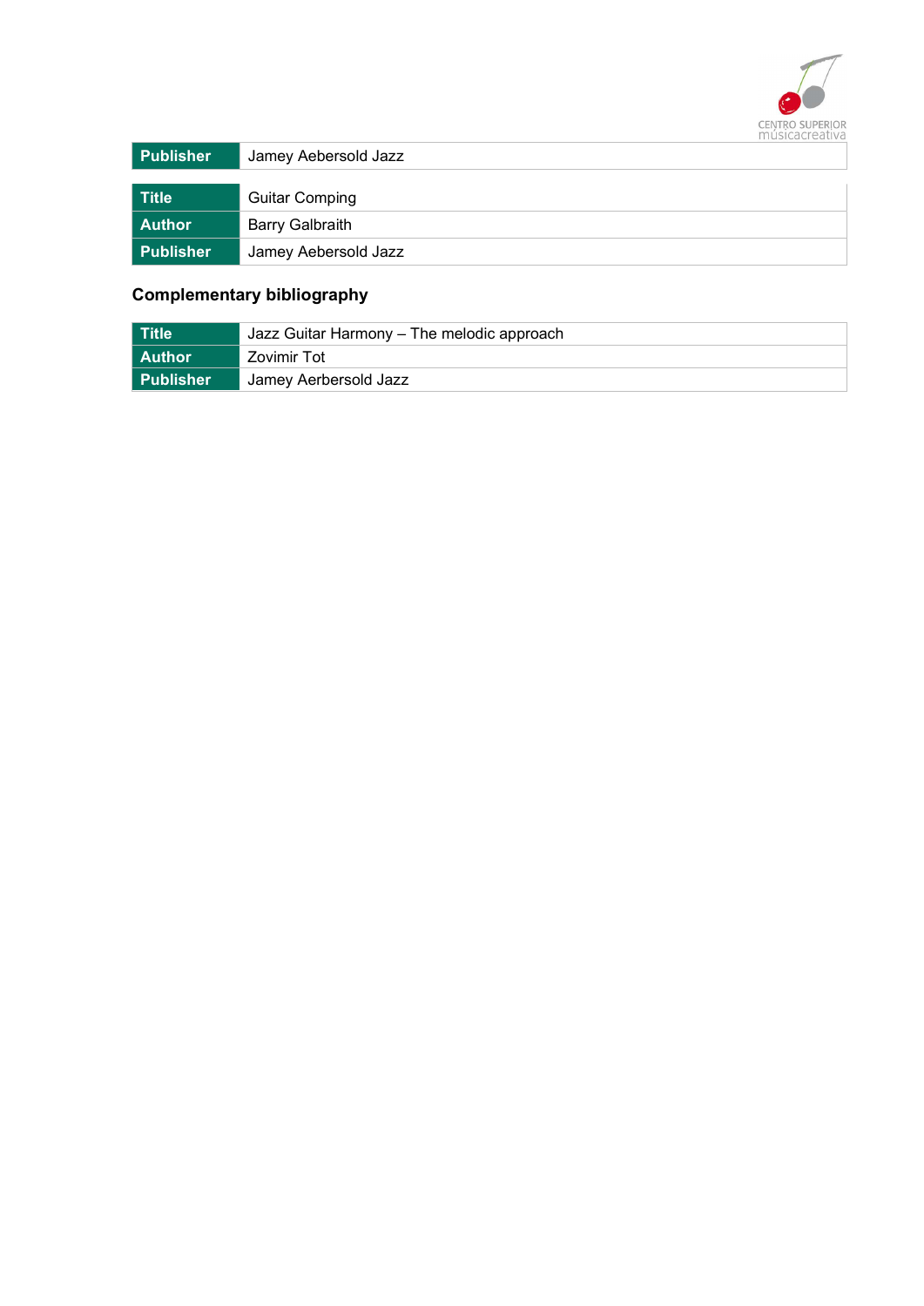| | |
|---|---|
| **Publisher** | Jamey Aebersold Jazz |

| | |
|---|---|
| **Title** | Guitar Comping |
| **Author** | Barry Galbraith |
| **Publisher** | Jamey Aebersold Jazz |

### Complementary bibliography

| | |
|---|---|
| **Title** | Jazz Guitar Harmony – The melodic approach |
| **Author** | Zovimir Tot |
| **Publisher** | Jamey Aerbersold Jazz |